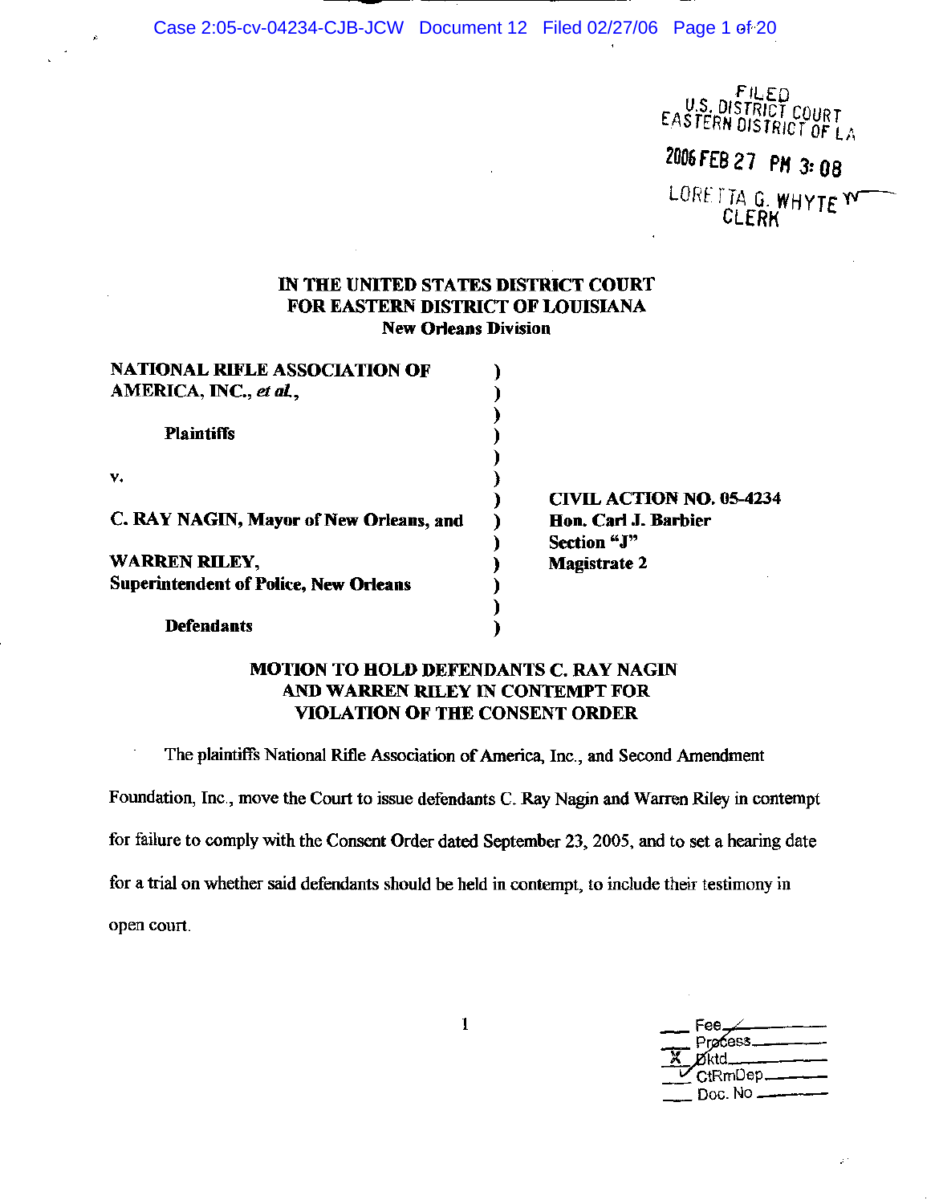FILED
U.S. DISTRICT COURT
EASTERN DISTRICT OF LA

2006 FEB 27 PM 3:08

LORETTA G. WHYTE
CLERK

**IN THE UNITED STATES DISTRICT COURT**
**FOR EASTERN DISTRICT OF LOUISIANA**
**New Orleans Division**

| | | |
|---|---|---|
| **NATIONAL RIFLE ASSOCIATION OF AMERICA, INC., *et al.*,** | ) | |
| **Plaintiffs** | ) | |
| **v.** | ) | |
| **C. RAY NAGIN, Mayor of New Orleans, and** | ) | **CIVIL ACTION NO. 05-4234** |
| | ) | **Hon. Carl J. Barbier** |
| **WARREN RILEY, Superintendent of Police, New Orleans** | ) | **Section "J"** |
| | ) | **Magistrate 2** |
| **Defendants** | ) | |

## MOTION TO HOLD DEFENDANTS C. RAY NAGIN AND WARREN RILEY IN CONTEMPT FOR VIOLATION OF THE CONSENT ORDER

The plaintiffs National Rifle Association of America, Inc., and Second Amendment Foundation, Inc., move the Court to issue defendants C. Ray Nagin and Warren Riley in contempt for failure to comply with the Consent Order dated September 23, 2005, and to set a hearing date for a trial on whether said defendants should be held in contempt, to include their testimony in open court.

___ Fee
___ Process
_X_ Dktd
_✓_ CtRmDep
___ Doc. No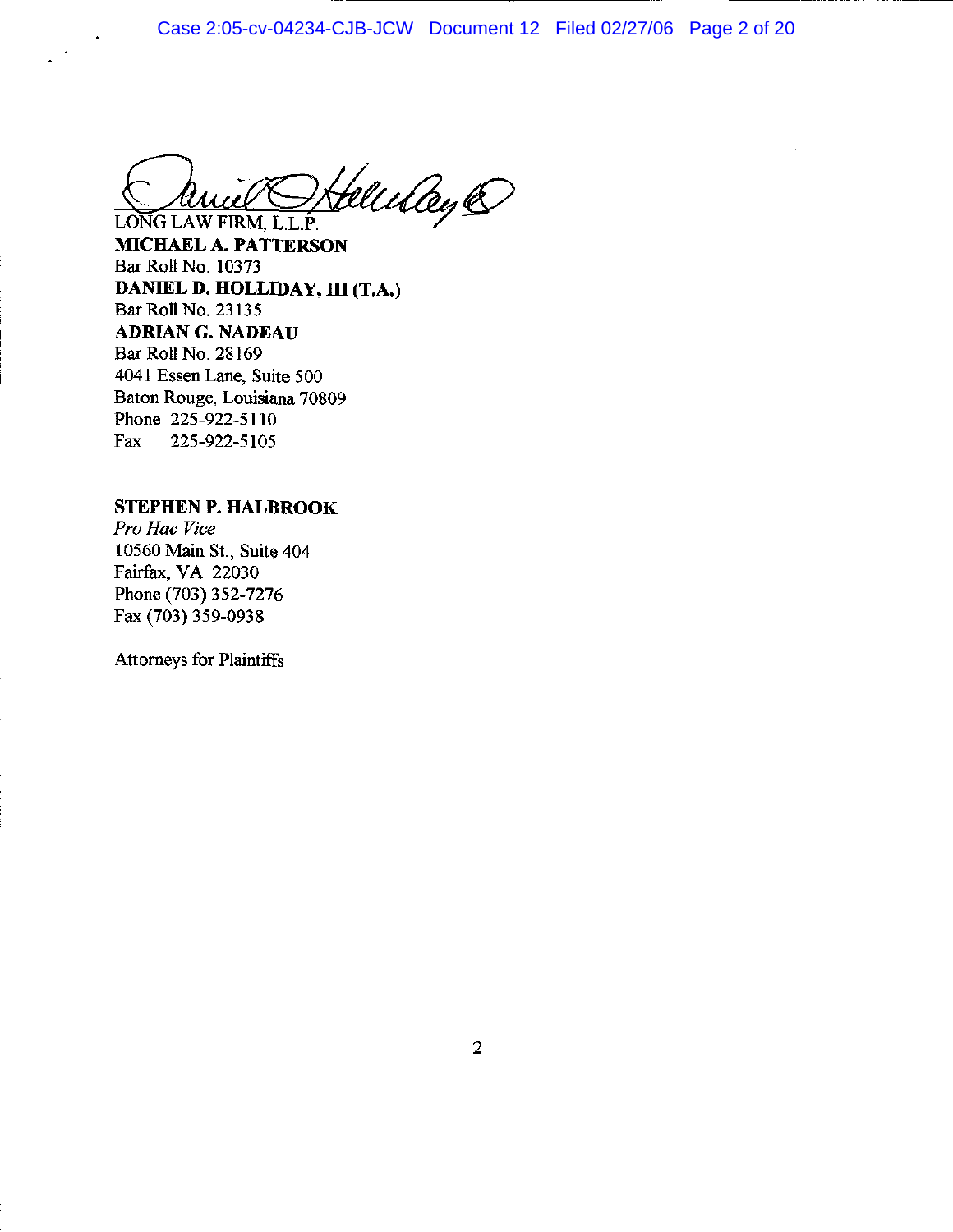LONG LAW FIRM, L.L.P.
**MICHAEL A. PATTERSON**
Bar Roll No. 10373
**DANIEL D. HOLLIDAY, III (T.A.)**
Bar Roll No. 23135
**ADRIAN G. NADEAU**
Bar Roll No. 28169
4041 Essen Lane, Suite 500
Baton Rouge, Louisiana 70809
Phone 225-922-5110
Fax 225-922-5105

**STEPHEN P. HALBROOK**
*Pro Hac Vice*
10560 Main St., Suite 404
Fairfax, VA 22030
Phone (703) 352-7276
Fax (703) 359-0938

Attorneys for Plaintiffs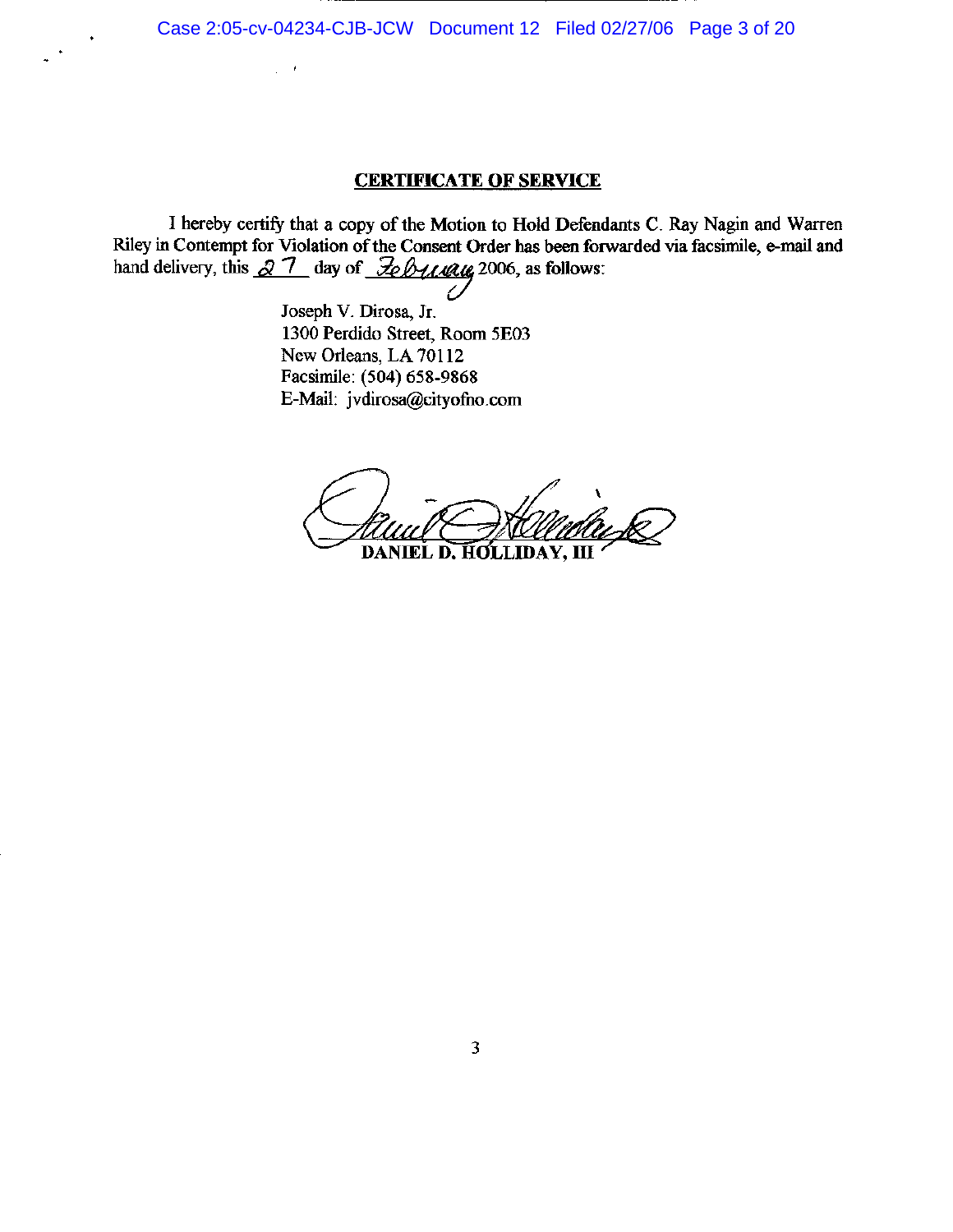## CERTIFICATE OF SERVICE

I hereby certify that a copy of the Motion to Hold Defendants C. Ray Nagin and Warren Riley in Contempt for Violation of the Consent Order has been forwarded via facsimile, e-mail and hand delivery, this 27 day of February 2006, as follows:

Joseph V. Dirosa, Jr.
1300 Perdido Street, Room 5E03
New Orleans, LA 70112
Facsimile: (504) 658-9868
E-Mail: jvdirosa@cityofno.com

DANIEL D. HOLLIDAY, III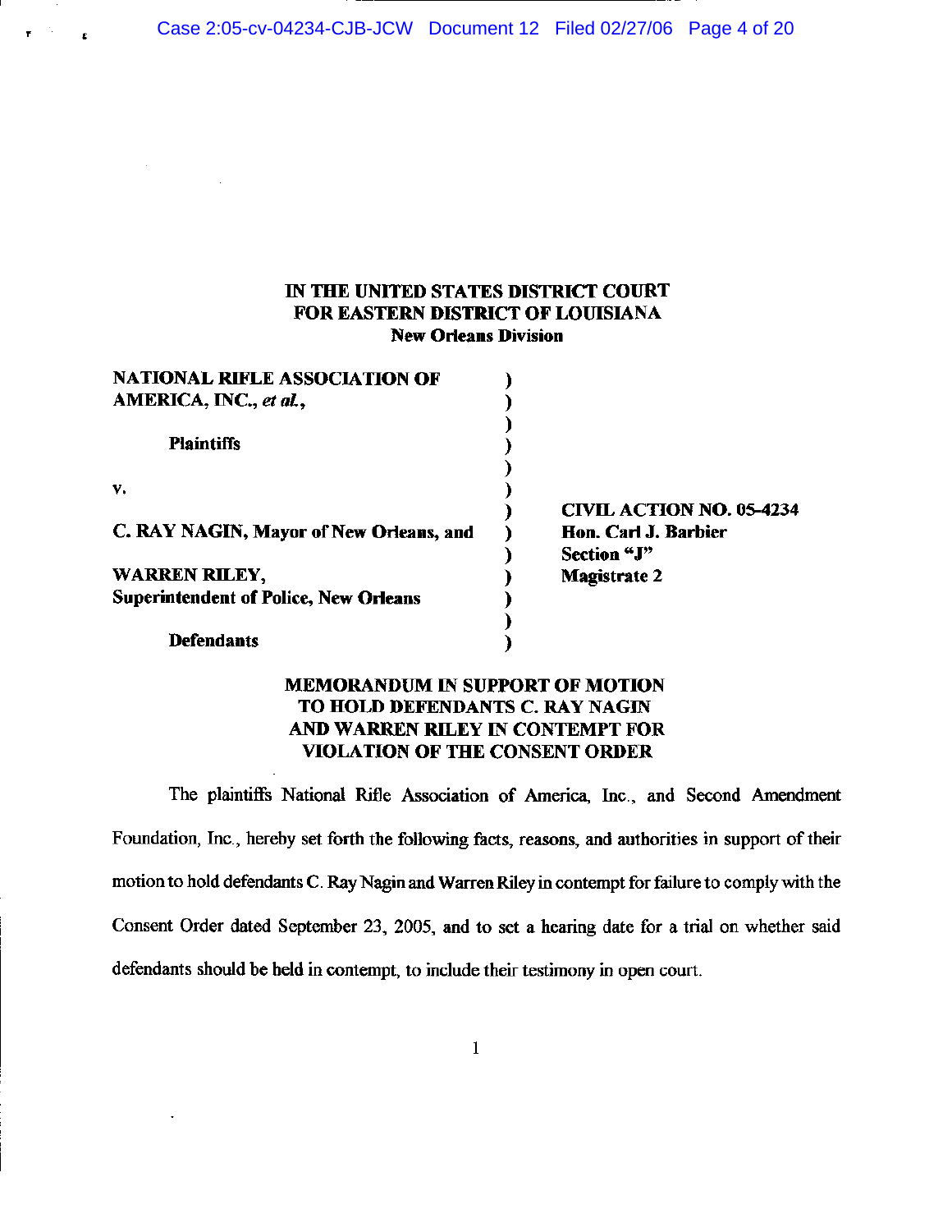**IN THE UNITED STATES DISTRICT COURT**
**FOR EASTERN DISTRICT OF LOUISIANA**
**New Orleans Division**

| | | |
|---|---|---|
| **NATIONAL RIFLE ASSOCIATION OF AMERICA, INC.,** ***et al.*****,** | ) | |
| **Plaintiffs** | ) | |
| **v.** | ) | **CIVIL ACTION NO. 05-4234** |
| **C. RAY NAGIN, Mayor of New Orleans, and** | ) | **Hon. Carl J. Barbier** |
| | ) | **Section "J"** |
| **WARREN RILEY, Superintendent of Police, New Orleans** | ) | **Magistrate 2** |
| **Defendants** | ) | |

**MEMORANDUM IN SUPPORT OF MOTION TO HOLD DEFENDANTS C. RAY NAGIN AND WARREN RILEY IN CONTEMPT FOR VIOLATION OF THE CONSENT ORDER**

The plaintiffs National Rifle Association of America, Inc., and Second Amendment Foundation, Inc., hereby set forth the following facts, reasons, and authorities in support of their motion to hold defendants C. Ray Nagin and Warren Riley in contempt for failure to comply with the Consent Order dated September 23, 2005, and to set a hearing date for a trial on whether said defendants should be held in contempt, to include their testimony in open court.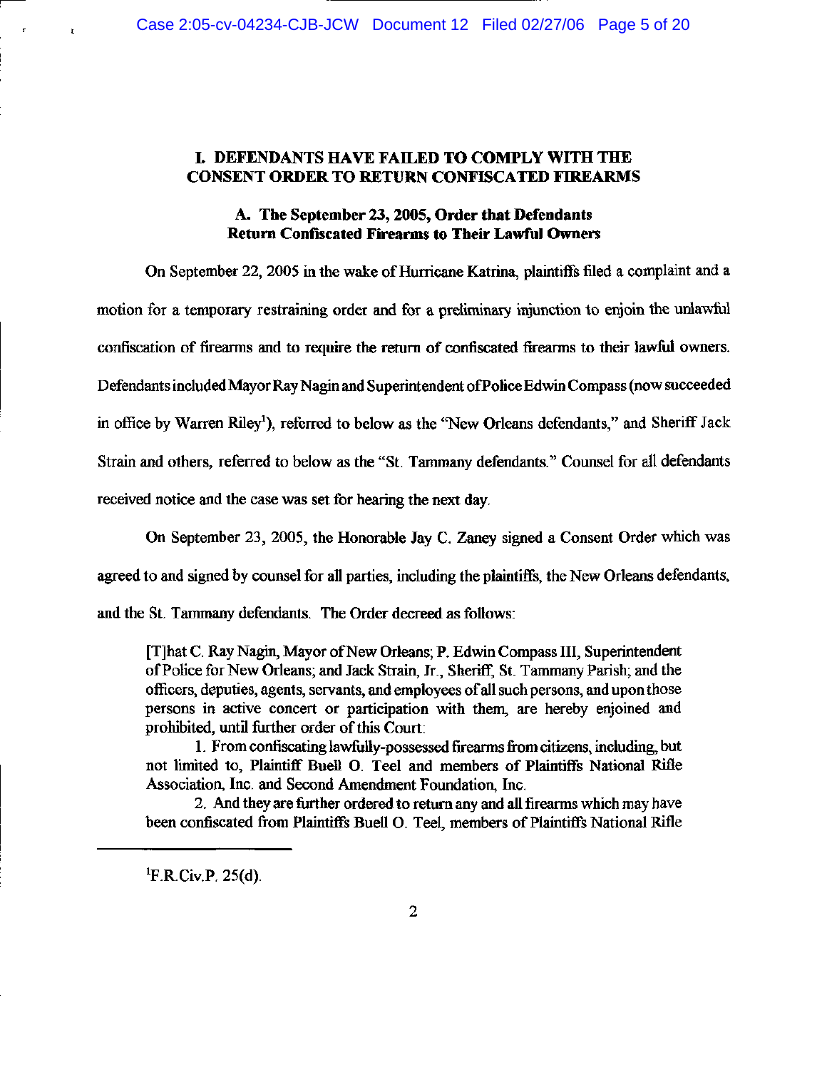## I. DEFENDANTS HAVE FAILED TO COMPLY WITH THE CONSENT ORDER TO RETURN CONFISCATED FIREARMS

### A. The September 23, 2005, Order that Defendants Return Confiscated Firearms to Their Lawful Owners

On September 22, 2005 in the wake of Hurricane Katrina, plaintiffs filed a complaint and a motion for a temporary restraining order and for a preliminary injunction to enjoin the unlawful confiscation of firearms and to require the return of confiscated firearms to their lawful owners. Defendants included Mayor Ray Nagin and Superintendent of Police Edwin Compass (now succeeded in office by Warren Riley[1]), referred to below as the "New Orleans defendants," and Sheriff Jack Strain and others, referred to below as the "St. Tammany defendants." Counsel for all defendants received notice and the case was set for hearing the next day.

On September 23, 2005, the Honorable Jay C. Zaney signed a Consent Order which was agreed to and signed by counsel for all parties, including the plaintiffs, the New Orleans defendants, and the St. Tammany defendants. The Order decreed as follows:

> [T]hat C. Ray Nagin, Mayor of New Orleans; P. Edwin Compass III, Superintendent of Police for New Orleans; and Jack Strain, Jr., Sheriff, St. Tammany Parish; and the officers, deputies, agents, servants, and employees of all such persons, and upon those persons in active concert or participation with them, are hereby enjoined and prohibited, until further order of this Court:
>
> 1. From confiscating lawfully-possessed firearms from citizens, including, but not limited to, Plaintiff Buell O. Teel and members of Plaintiffs National Rifle Association, Inc. and Second Amendment Foundation, Inc.
>
> 2. And they are further ordered to return any and all firearms which may have been confiscated from Plaintiffs Buell O. Teel, members of Plaintiffs National Rifle

[1] F.R.Civ.P. 25(d).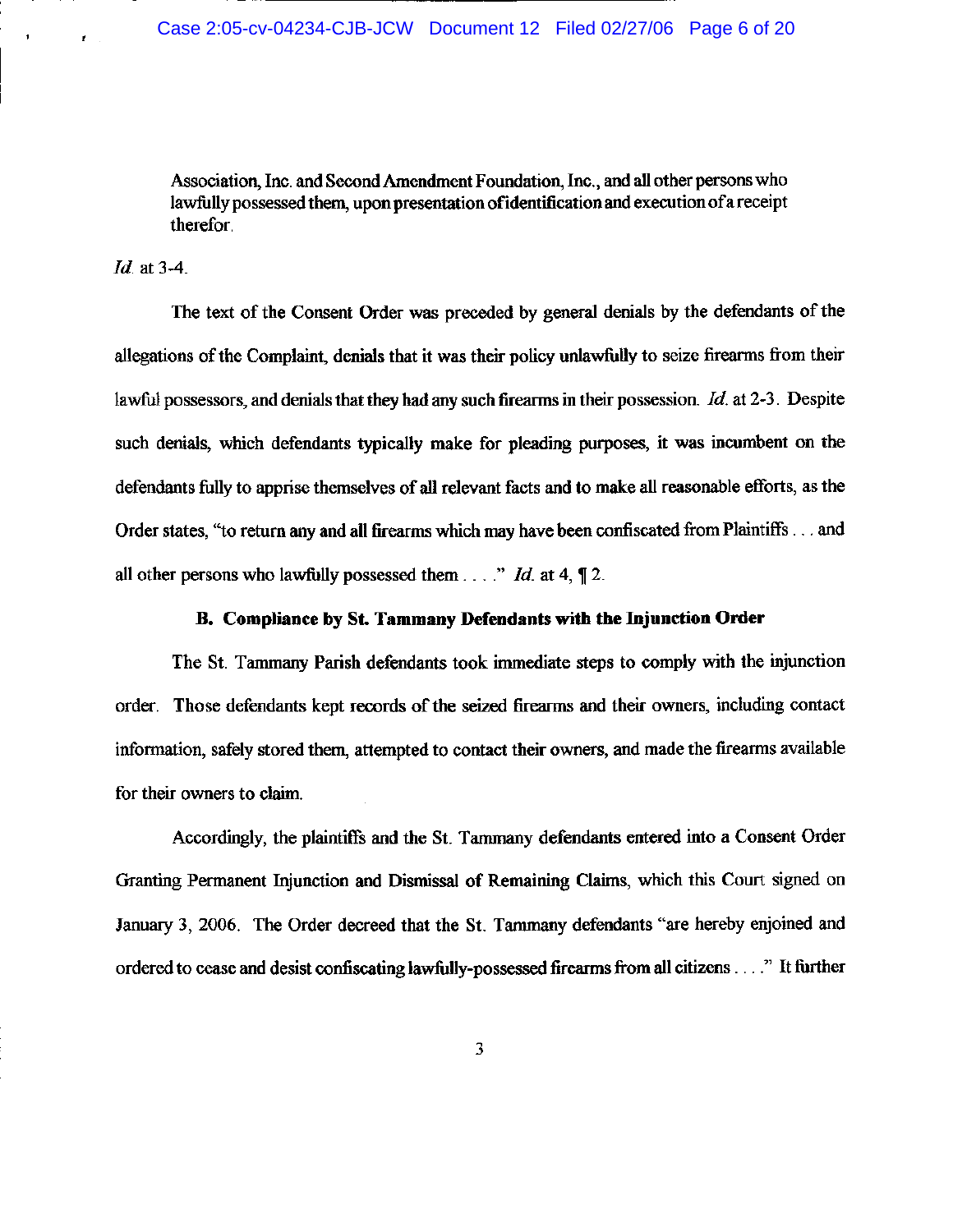> Association, Inc. and Second Amendment Foundation, Inc., and all other persons who lawfully possessed them, upon presentation of identification and execution of a receipt therefor.

*Id.* at 3-4.

The text of the Consent Order was preceded by general denials by the defendants of the allegations of the Complaint, denials that it was their policy unlawfully to seize firearms from their lawful possessors, and denials that they had any such firearms in their possession. *Id.* at 2-3. Despite such denials, which defendants typically make for pleading purposes, it was incumbent on the defendants fully to apprise themselves of all relevant facts and to make all reasonable efforts, as the Order states, "to return any and all firearms which may have been confiscated from Plaintiffs . . . and all other persons who lawfully possessed them . . . ." *Id.* at 4, ¶ 2.

**B. Compliance by St. Tammany Defendants with the Injunction Order**

The St. Tammany Parish defendants took immediate steps to comply with the injunction order. Those defendants kept records of the seized firearms and their owners, including contact information, safely stored them, attempted to contact their owners, and made the firearms available for their owners to claim.

Accordingly, the plaintiffs and the St. Tammany defendants entered into a Consent Order Granting Permanent Injunction and Dismissal of Remaining Claims, which this Court signed on January 3, 2006. The Order decreed that the St. Tammany defendants "are hereby enjoined and ordered to cease and desist confiscating lawfully-possessed firearms from all citizens . . . ." It further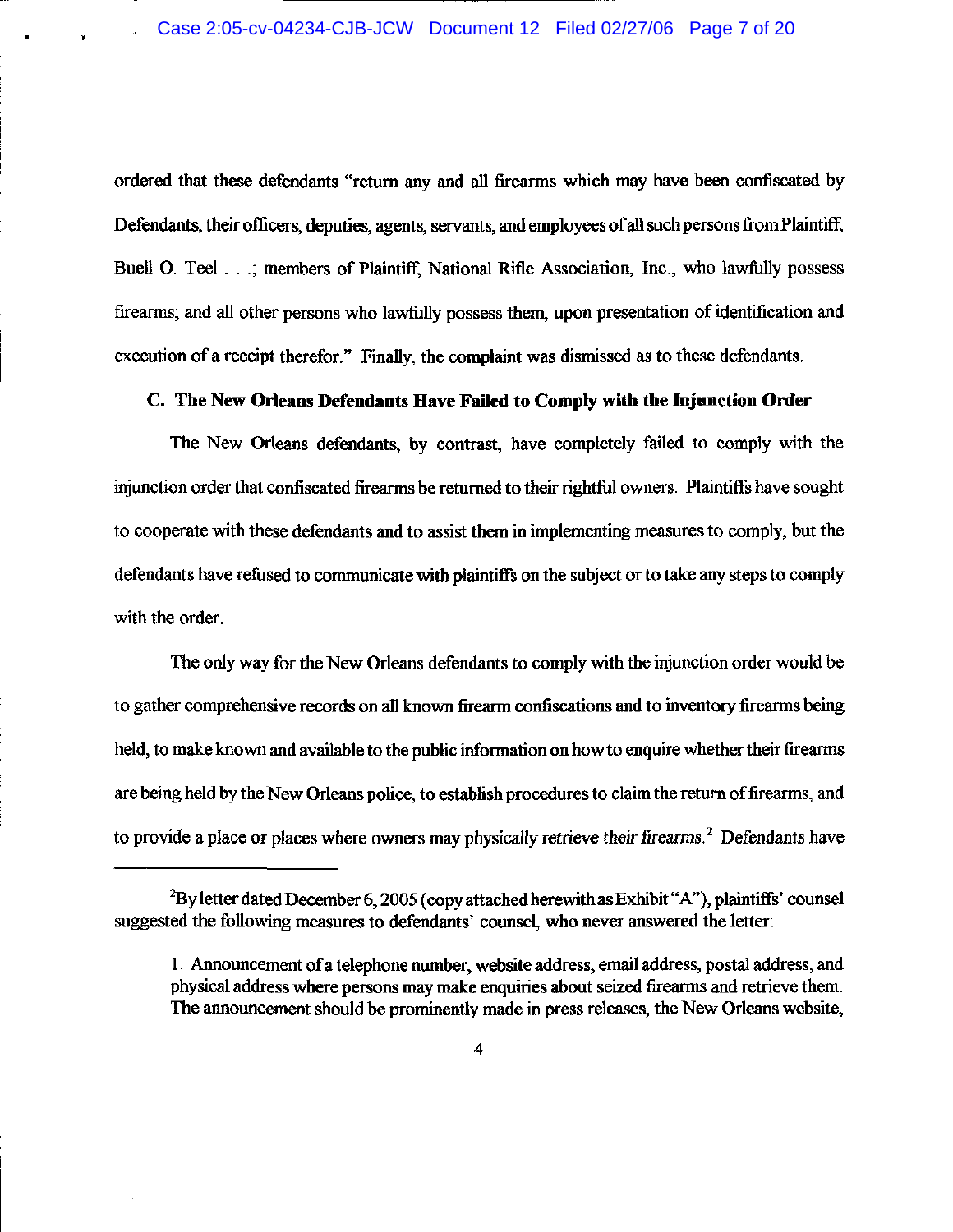ordered that these defendants "return any and all firearms which may have been confiscated by Defendants, their officers, deputies, agents, servants, and employees of all such persons from Plaintiff, Buell O. Teel . . .; members of Plaintiff, National Rifle Association, Inc., who lawfully possess firearms; and all other persons who lawfully possess them, upon presentation of identification and execution of a receipt therefor." Finally, the complaint was dismissed as to these defendants.

**C. The New Orleans Defendants Have Failed to Comply with the Injunction Order**

The New Orleans defendants, by contrast, have completely failed to comply with the injunction order that confiscated firearms be returned to their rightful owners. Plaintiffs have sought to cooperate with these defendants and to assist them in implementing measures to comply, but the defendants have refused to communicate with plaintiffs on the subject or to take any steps to comply with the order.

The only way for the New Orleans defendants to comply with the injunction order would be to gather comprehensive records on all known firearm confiscations and to inventory firearms being held, to make known and available to the public information on how to enquire whether their firearms are being held by the New Orleans police, to establish procedures to claim the return of firearms, and to provide a place or places where owners may physically retrieve their firearms.[2] Defendants have

---

[2]By letter dated December 6, 2005 (copy attached herewith as Exhibit "A"), plaintiffs' counsel suggested the following measures to defendants' counsel, who never answered the letter:

1. Announcement of a telephone number, website address, email address, postal address, and physical address where persons may make enquiries about seized firearms and retrieve them. The announcement should be prominently made in press releases, the New Orleans website,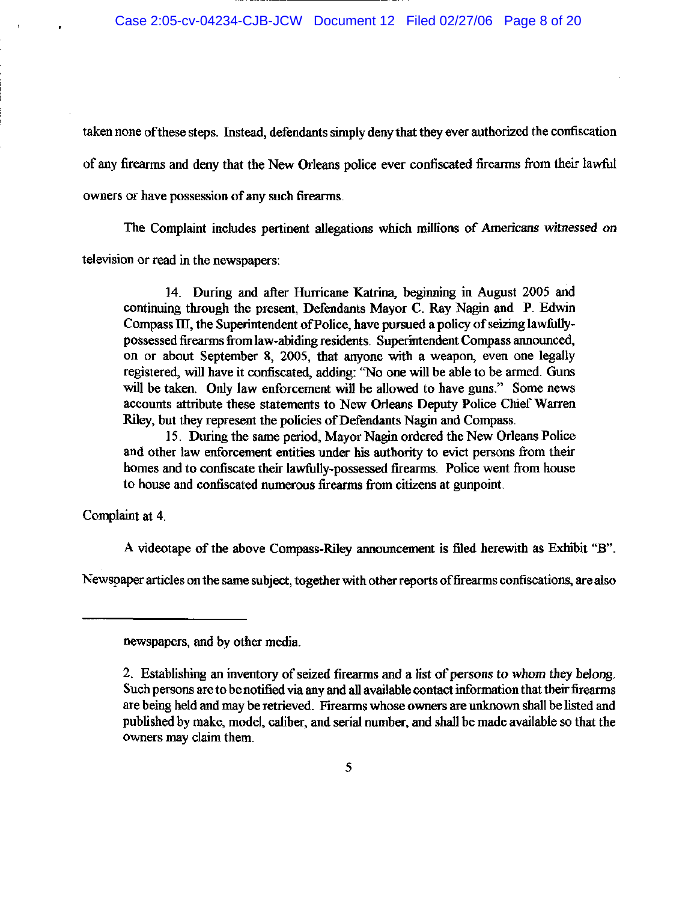taken none of these steps. Instead, defendants simply deny that they ever authorized the confiscation of any firearms and deny that the New Orleans police ever confiscated firearms from their lawful owners or have possession of any such firearms.

The Complaint includes pertinent allegations which millions of Americans witnessed on television or read in the newspapers:

> 14. During and after Hurricane Katrina, beginning in August 2005 and continuing through the present, Defendants Mayor C. Ray Nagin and P. Edwin Compass III, the Superintendent of Police, have pursued a policy of seizing lawfully-possessed firearms from law-abiding residents. Superintendent Compass announced, on or about September 8, 2005, that anyone with a weapon, even one legally registered, will have it confiscated, adding: "No one will be able to be armed. Guns will be taken. Only law enforcement will be allowed to have guns." Some news accounts attribute these statements to New Orleans Deputy Police Chief Warren Riley, but they represent the policies of Defendants Nagin and Compass.
>
> 15. During the same period, Mayor Nagin ordered the New Orleans Police and other law enforcement entities under his authority to evict persons from their homes and to confiscate their lawfully-possessed firearms. Police went from house to house and confiscated numerous firearms from citizens at gunpoint.

Complaint at 4.

A videotape of the above Compass-Riley announcement is filed herewith as Exhibit "B". Newspaper articles on the same subject, together with other reports of firearms confiscations, are also

---

newspapers, and by other media.

2. Establishing an inventory of seized firearms and a list of persons to whom they belong. Such persons are to be notified via any and all available contact information that their firearms are being held and may be retrieved. Firearms whose owners are unknown shall be listed and published by make, model, caliber, and serial number, and shall be made available so that the owners may claim them.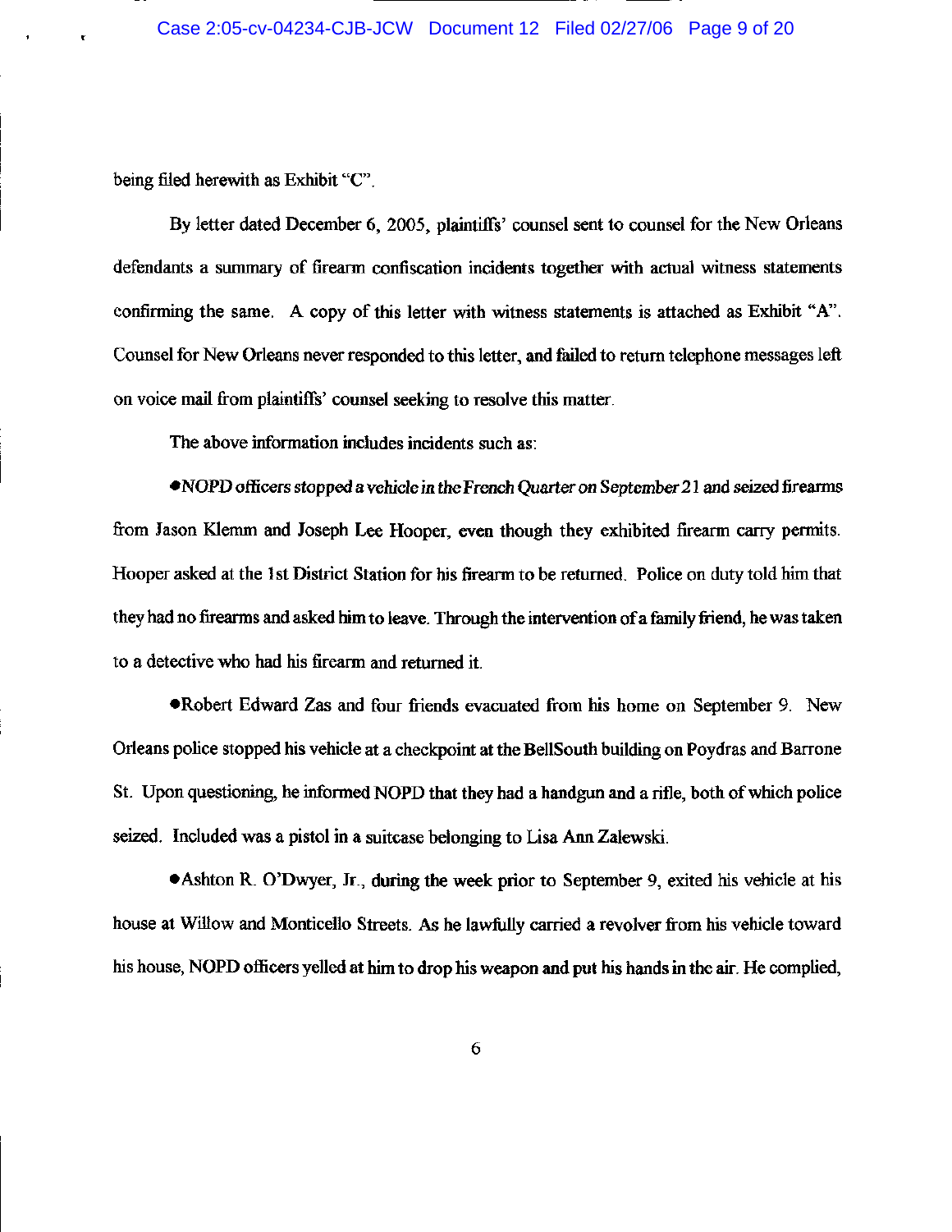being filed herewith as Exhibit "C".

By letter dated December 6, 2005, plaintiffs' counsel sent to counsel for the New Orleans defendants a summary of firearm confiscation incidents together with actual witness statements confirming the same. A copy of this letter with witness statements is attached as Exhibit "A". Counsel for New Orleans never responded to this letter, and failed to return telephone messages left on voice mail from plaintiffs' counsel seeking to resolve this matter.

The above information includes incidents such as:

● *NOPD officers stopped a vehicle in the French Quarter on September 21 and seized firearms* from Jason Klemm and Joseph Lee Hooper, even though they exhibited firearm carry permits. Hooper asked at the 1st District Station for his firearm to be returned. Police on duty told him that they had no firearms and asked him to leave. Through the intervention of a family friend, he was taken to a detective who had his firearm and returned it.

● Robert Edward Zas and four friends evacuated from his home on September 9. New Orleans police stopped his vehicle at a checkpoint at the BellSouth building on Poydras and Barrone St. Upon questioning, he informed NOPD that they had a handgun and a rifle, both of which police seized. Included was a pistol in a suitcase belonging to Lisa Ann Zalewski.

● Ashton R. O'Dwyer, Jr., during the week prior to September 9, exited his vehicle at his house at Willow and Monticello Streets. As he lawfully carried a revolver from his vehicle toward his house, NOPD officers yelled at him to drop his weapon and put his hands in the air. He complied,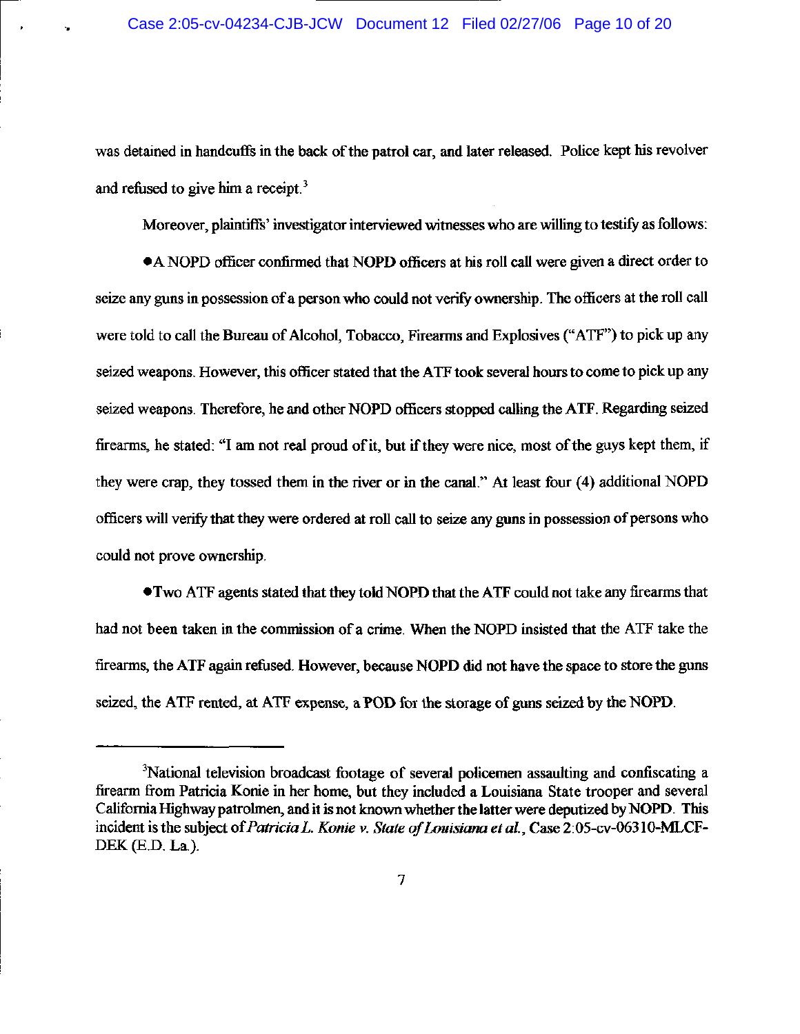was detained in handcuffs in the back of the patrol car, and later released. Police kept his revolver and refused to give him a receipt.[3]

Moreover, plaintiffs' investigator interviewed witnesses who are willing to testify as follows:

- A NOPD officer confirmed that NOPD officers at his roll call were given a direct order to seize any guns in possession of a person who could not verify ownership. The officers at the roll call were told to call the Bureau of Alcohol, Tobacco, Firearms and Explosives ("ATF") to pick up any seized weapons. However, this officer stated that the ATF took several hours to come to pick up any seized weapons. Therefore, he and other NOPD officers stopped calling the ATF. Regarding seized firearms, he stated: "I am not real proud of it, but if they were nice, most of the guys kept them, if they were crap, they tossed them in the river or in the canal." At least four (4) additional NOPD officers will verify that they were ordered at roll call to seize any guns in possession of persons who could not prove ownership.

- Two ATF agents stated that they told NOPD that the ATF could not take any firearms that had not been taken in the commission of a crime. When the NOPD insisted that the ATF take the firearms, the ATF again refused. However, because NOPD did not have the space to store the guns seized, the ATF rented, at ATF expense, a POD for the storage of guns seized by the NOPD.

---

[3]National television broadcast footage of several policemen assaulting and confiscating a firearm from Patricia Konie in her home, but they included a Louisiana State trooper and several California Highway patrolmen, and it is not known whether the latter were deputized by NOPD. This incident is the subject of *Patricia L. Konie v. State of Louisiana et al.*, Case 2:05-cv-06310-MLCF-DEK (E.D. La.).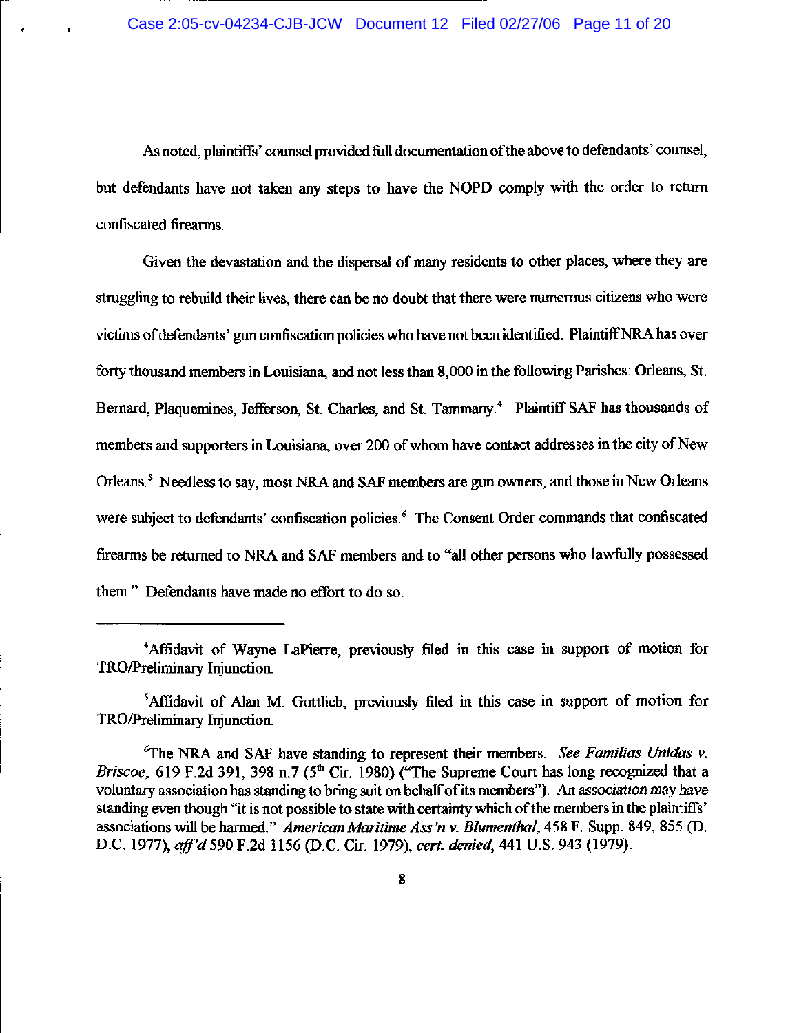As noted, plaintiffs' counsel provided full documentation of the above to defendants' counsel, but defendants have not taken any steps to have the NOPD comply with the order to return confiscated firearms.

Given the devastation and the dispersal of many residents to other places, where they are struggling to rebuild their lives, there can be no doubt that there were numerous citizens who were victims of defendants' gun confiscation policies who have not been identified. Plaintiff NRA has over forty thousand members in Louisiana, and not less than 8,000 in the following Parishes: Orleans, St. Bernard, Plaquemines, Jefferson, St. Charles, and St. Tammany.[4] Plaintiff SAF has thousands of members and supporters in Louisiana, over 200 of whom have contact addresses in the city of New Orleans.[5] Needless to say, most NRA and SAF members are gun owners, and those in New Orleans were subject to defendants' confiscation policies.[6] The Consent Order commands that confiscated firearms be returned to NRA and SAF members and to "all other persons who lawfully possessed them." Defendants have made no effort to do so.

---

[4]Affidavit of Wayne LaPierre, previously filed in this case in support of motion for TRO/Preliminary Injunction.

[5]Affidavit of Alan M. Gottlieb, previously filed in this case in support of motion for TRO/Preliminary Injunction.

[6]The NRA and SAF have standing to represent their members. *See Familias Unidas v. Briscoe*, 619 F.2d 391, 398 n.7 (5th Cir. 1980) ("The Supreme Court has long recognized that a voluntary association has standing to bring suit on behalf of its members"). An association may have standing even though "it is not possible to state with certainty which of the members in the plaintiffs' associations will be harmed." *American Maritime Ass'n v. Blumenthal*, 458 F. Supp. 849, 855 (D. D.C. 1977), *aff'd* 590 F.2d 1156 (D.C. Cir. 1979), *cert. denied*, 441 U.S. 943 (1979).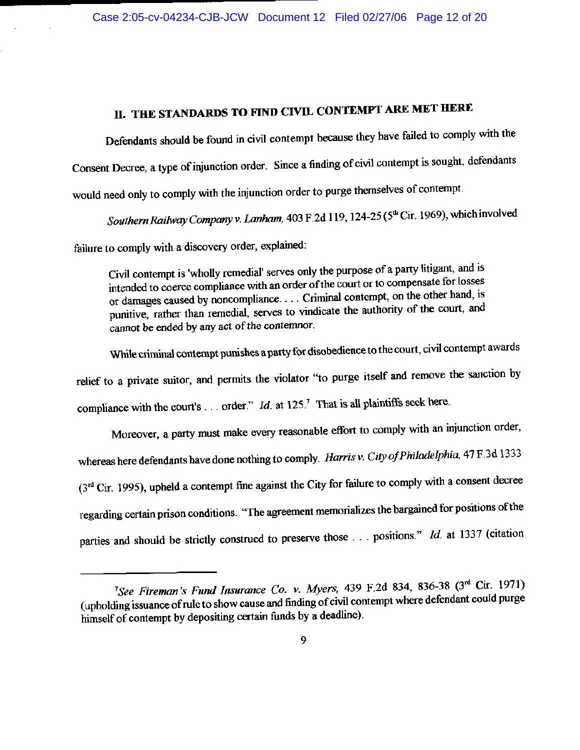## II. THE STANDARDS TO FIND CIVIL CONTEMPT ARE MET HERE

Defendants should be found in civil contempt because they have failed to comply with the Consent Decree, a type of injunction order. Since a finding of civil contempt is sought, defendants would need only to comply with the injunction order to purge themselves of contempt.

*Southern Railway Company v. Lanham*, 403 F.2d 119, 124-25 (5th Cir. 1969), which involved failure to comply with a discovery order, explained:

> Civil contempt is 'wholly remedial' serves only the purpose of a party litigant, and is intended to coerce compliance with an order of the court or to compensate for losses or damages caused by noncompliance. . . . Criminal contempt, on the other hand, is punitive, rather than remedial, serves to vindicate the authority of the court, and cannot be ended by any act of the contemnor.

While criminal contempt punishes a party for disobedience to the court, civil contempt awards relief to a private suitor, and permits the violator "to purge itself and remove the sanction by compliance with the court's . . . order." *Id.* at 125.[7] That is all plaintiffs seek here.

Moreover, a party must make every reasonable effort to comply with an injunction order, whereas here defendants have done nothing to comply. *Harris v. City of Philadelphia*, 47 F.3d 1333 (3rd Cir. 1995), upheld a contempt fine against the City for failure to comply with a consent decree regarding certain prison conditions. "The agreement memorializes the bargained for positions of the parties and should be strictly construed to preserve those . . . positions." *Id.* at 1337 (citation

---

[7] *See Fireman's Fund Insurance Co. v. Myers*, 439 F.2d 834, 836-38 (3rd Cir. 1971) (upholding issuance of rule to show cause and finding of civil contempt where defendant could purge himself of contempt by depositing certain funds by a deadline).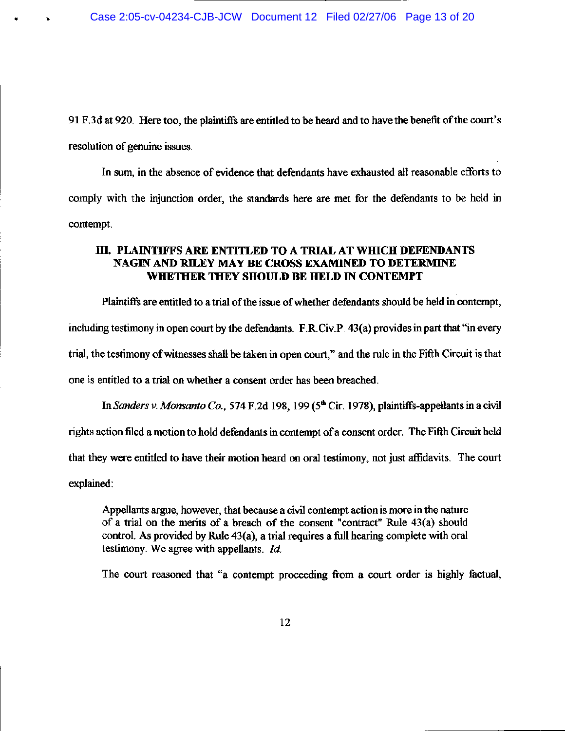91 F.3d at 920. Here too, the plaintiffs are entitled to be heard and to have the benefit of the court's resolution of genuine issues.

In sum, in the absence of evidence that defendants have exhausted all reasonable efforts to comply with the injunction order, the standards here are met for the defendants to be held in contempt.

## III. PLAINTIFFS ARE ENTITLED TO A TRIAL AT WHICH DEFENDANTS NAGIN AND RILEY MAY BE CROSS EXAMINED TO DETERMINE WHETHER THEY SHOULD BE HELD IN CONTEMPT

Plaintiffs are entitled to a trial of the issue of whether defendants should be held in contempt, including testimony in open court by the defendants. F.R.Civ.P. 43(a) provides in part that "in every trial, the testimony of witnesses shall be taken in open court," and the rule in the Fifth Circuit is that one is entitled to a trial on whether a consent order has been breached.

In *Sanders v. Monsanto Co.*, 574 F.2d 198, 199 (5th Cir. 1978), plaintiffs-appellants in a civil rights action filed a motion to hold defendants in contempt of a consent order. The Fifth Circuit held that they were entitled to have their motion heard on oral testimony, not just affidavits. The court explained:

> Appellants argue, however, that because a civil contempt action is more in the nature of a trial on the merits of a breach of the consent "contract" Rule 43(a) should control. As provided by Rule 43(a), a trial requires a full hearing complete with oral testimony. We agree with appellants. *Id.*

The court reasoned that "a contempt proceeding from a court order is highly factual,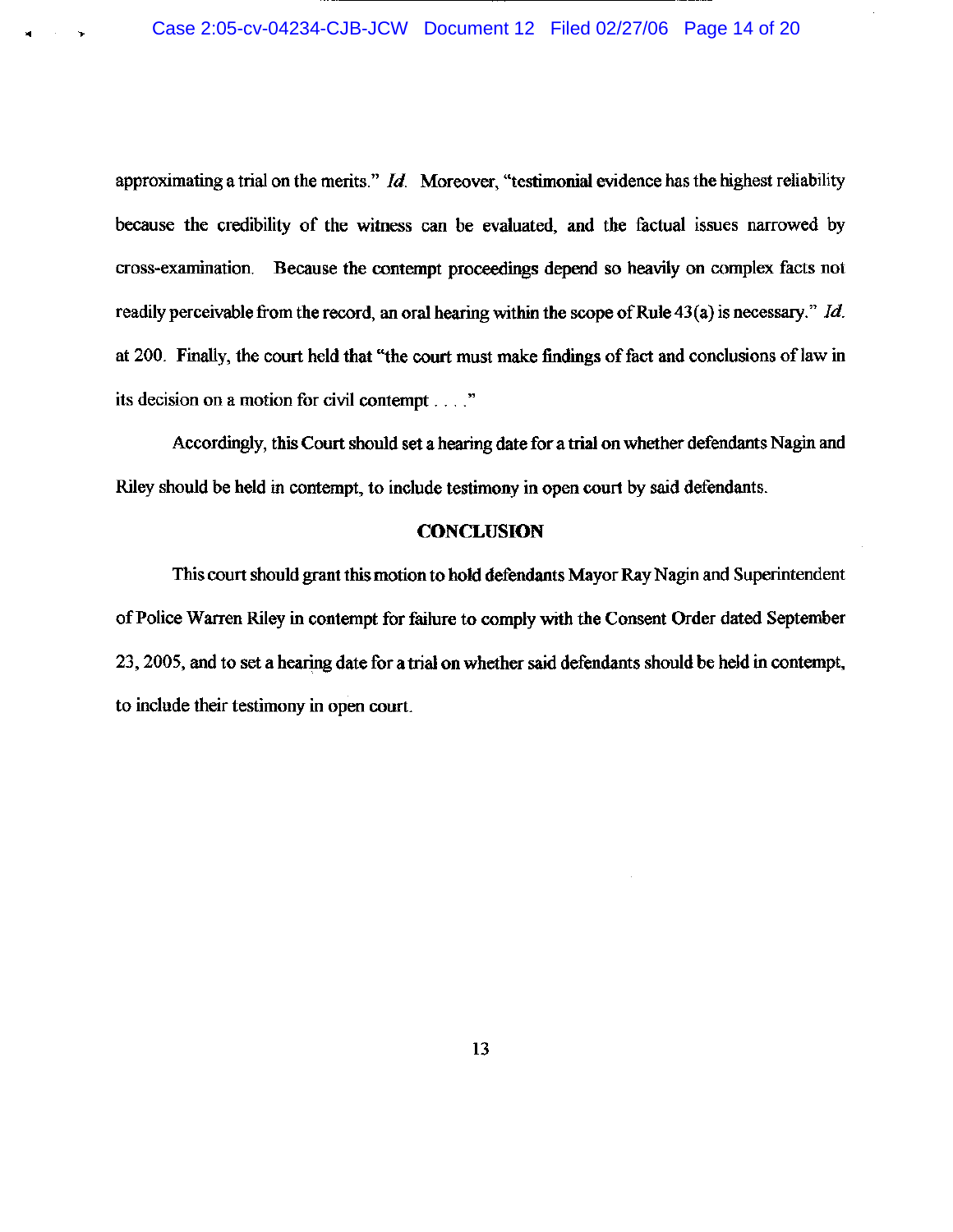approximating a trial on the merits." *Id.* Moreover, "testimonial evidence has the highest reliability because the credibility of the witness can be evaluated, and the factual issues narrowed by cross-examination. Because the contempt proceedings depend so heavily on complex facts not readily perceivable from the record, an oral hearing within the scope of Rule 43(a) is necessary." *Id.* at 200. Finally, the court held that "the court must make findings of fact and conclusions of law in its decision on a motion for civil contempt . . . ."

Accordingly, this Court should set a hearing date for a trial on whether defendants Nagin and Riley should be held in contempt, to include testimony in open court by said defendants.

## CONCLUSION

This court should grant this motion to hold defendants Mayor Ray Nagin and Superintendent of Police Warren Riley in contempt for failure to comply with the Consent Order dated September 23, 2005, and to set a hearing date for a trial on whether said defendants should be held in contempt, to include their testimony in open court.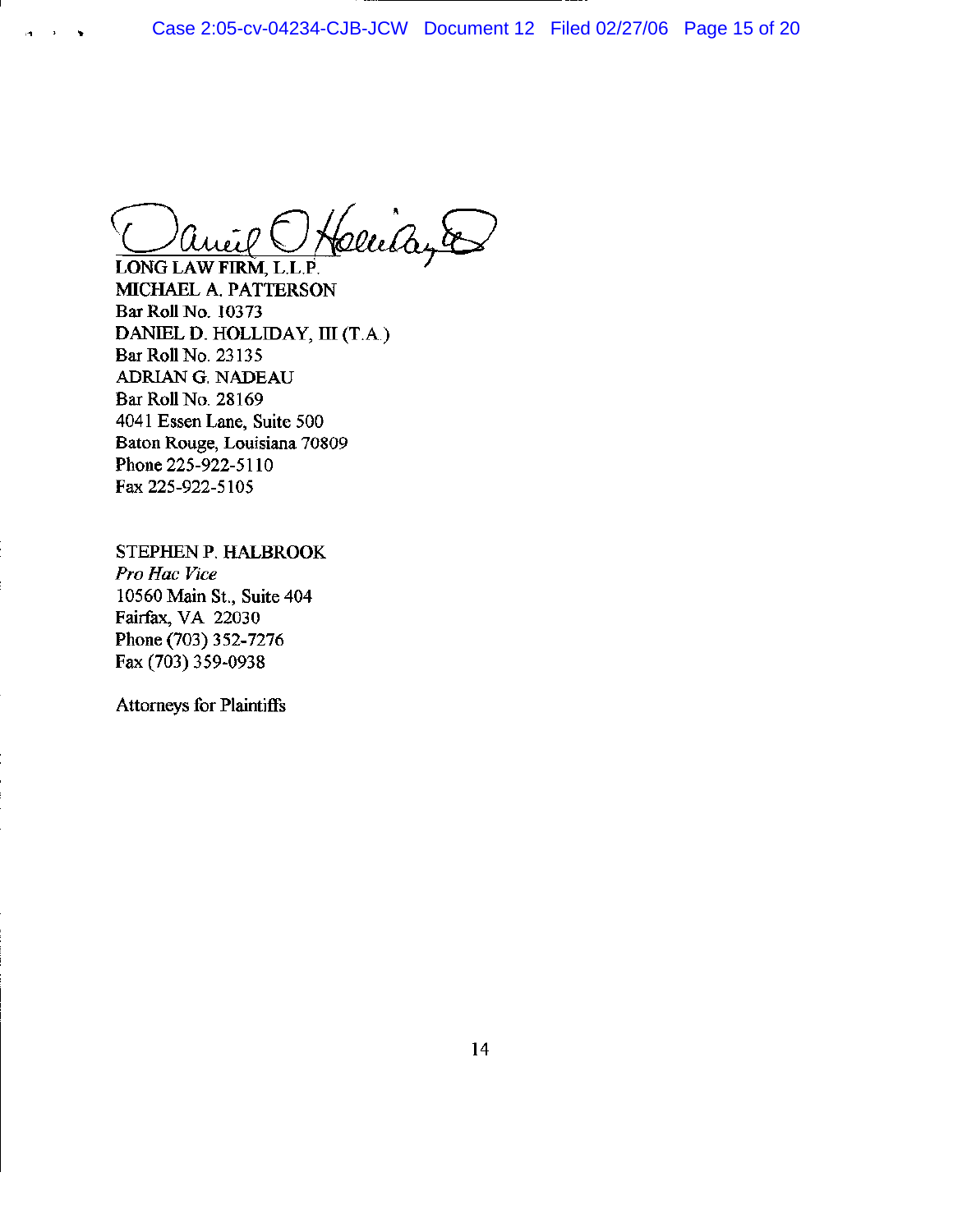LONG LAW FIRM, L.L.P.
MICHAEL A. PATTERSON
Bar Roll No. 10373
DANIEL D. HOLLIDAY, III (T.A.)
Bar Roll No. 23135
ADRIAN G. NADEAU
Bar Roll No. 28169
4041 Essen Lane, Suite 500
Baton Rouge, Louisiana 70809
Phone 225-922-5110
Fax 225-922-5105

STEPHEN P. HALBROOK
*Pro Hac Vice*
10560 Main St., Suite 404
Fairfax, VA 22030
Phone (703) 352-7276
Fax (703) 359-0938

Attorneys for Plaintiffs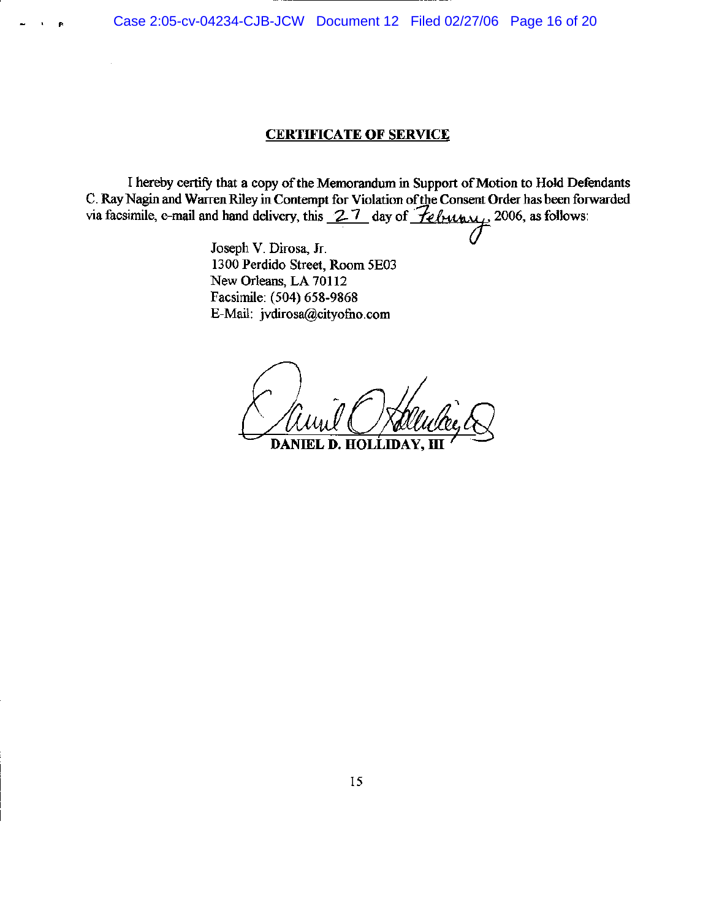## CERTIFICATE OF SERVICE

I hereby certify that a copy of the Memorandum in Support of Motion to Hold Defendants C. Ray Nagin and Warren Riley in Contempt for Violation of the Consent Order has been forwarded via facsimile, e-mail and hand delivery, this 27 day of February, 2006, as follows:

Joseph V. Dirosa, Jr.
1300 Perdido Street, Room 5E03
New Orleans, LA 70112
Facsimile: (504) 658-9868
E-Mail: jvdirosa@cityofno.com

**DANIEL D. HOLLIDAY, III**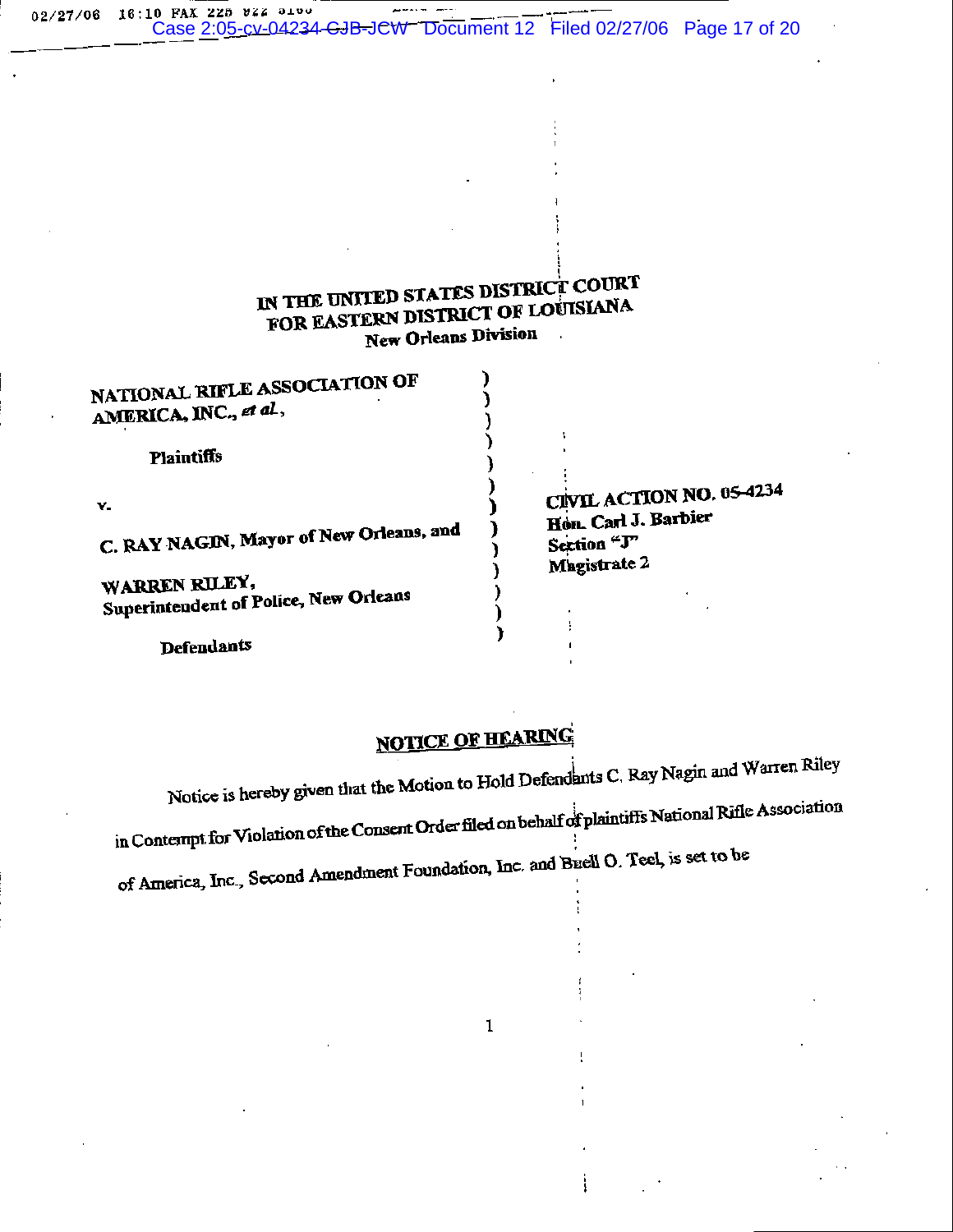IN THE UNITED STATES DISTRICT COURT
FOR EASTERN DISTRICT OF LOUISIANA
New Orleans Division

NATIONAL RIFLE ASSOCIATION OF AMERICA, INC., *et al.*,

Plaintiffs

v.

C. RAY NAGIN, Mayor of New Orleans, and

WARREN RILEY,
Superintendent of Police, New Orleans

Defendants

CIVIL ACTION NO. 05-4234
Hon. Carl J. Barbier
Section "J"
Magistrate 2

## NOTICE OF HEARING

Notice is hereby given that the Motion to Hold Defendants C. Ray Nagin and Warren Riley in Contempt for Violation of the Consent Order filed on behalf of plaintiffs National Rifle Association of America, Inc., Second Amendment Foundation, Inc. and Buell O. Teel, is set to be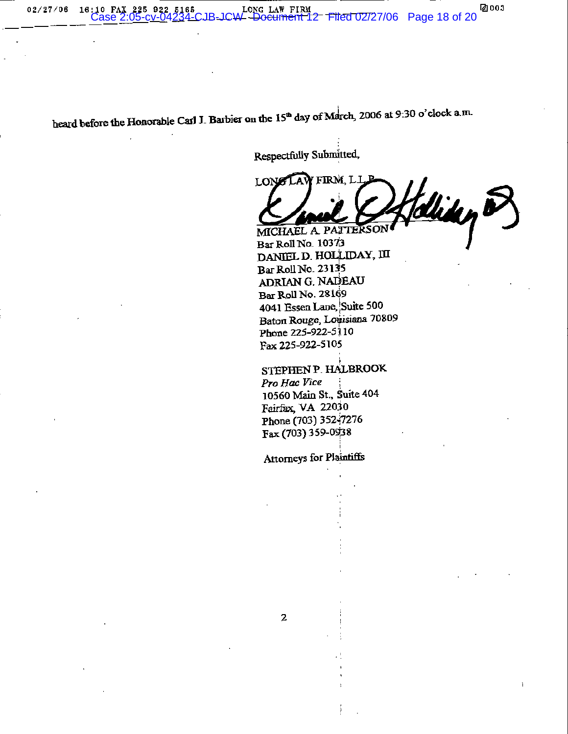heard before the Honorable Carl J. Barbier on the 15th day of March, 2006 at 9:30 o'clock a.m.

Respectfully Submitted,

LONG LAW FIRM, L.L.P.

MICHAEL A. PATTERSON
Bar Roll No. 10373
DANIEL D. HOLLIDAY, III
Bar Roll No. 23135
ADRIAN G. NADEAU
Bar Roll No. 28169
4041 Essen Lane, Suite 500
Baton Rouge, Louisiana 70809
Phone 225-922-5110
Fax 225-922-5105

STEPHEN P. HALBROOK
*Pro Hac Vice*
10560 Main St., Suite 404
Fairfax, VA 22030
Phone (703) 352-7276
Fax (703) 359-0938

Attorneys for Plaintiffs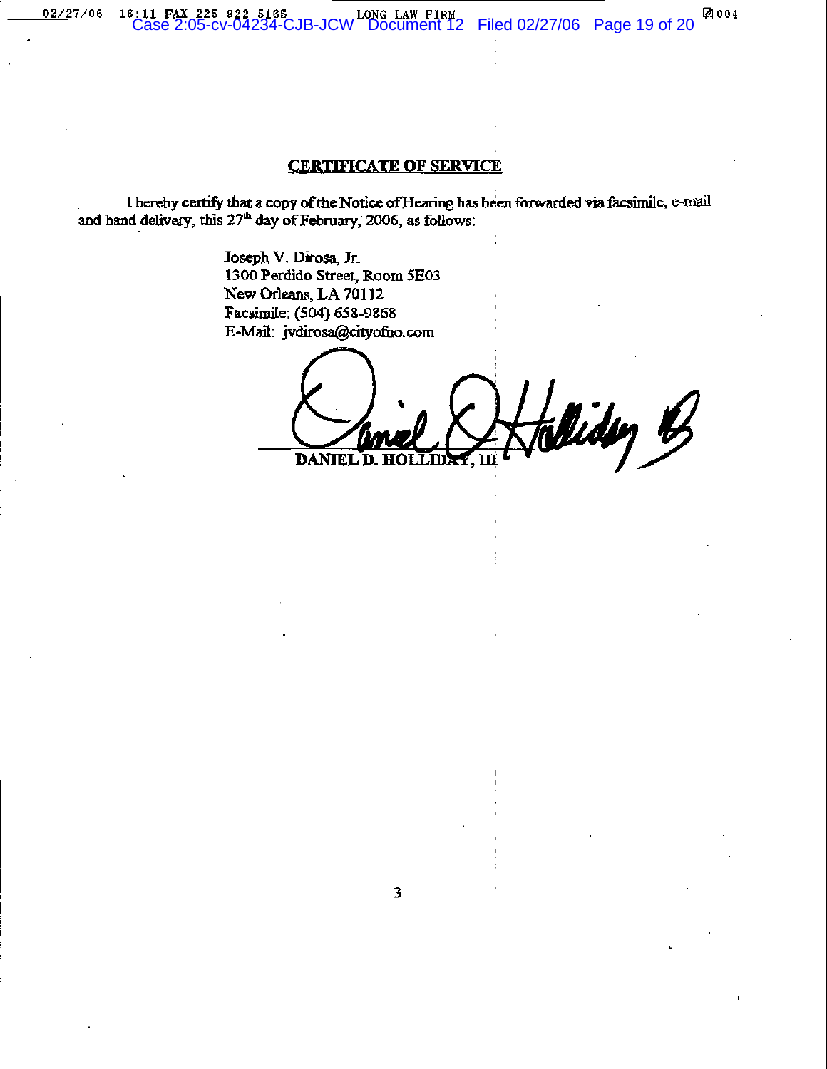## CERTIFICATE OF SERVICE

I hereby certify that a copy of the Notice of Hearing has been forwarded via facsimile, e-mail and hand delivery, this 27th day of February, 2006, as follows:

Joseph V. Dirosa, Jr.
1300 Perdido Street, Room 5E03
New Orleans, LA 70112
Facsimile: (504) 658-9868
E-Mail: jvdirosa@cityofno.com

**DANIEL D. HOLLIDAY, III**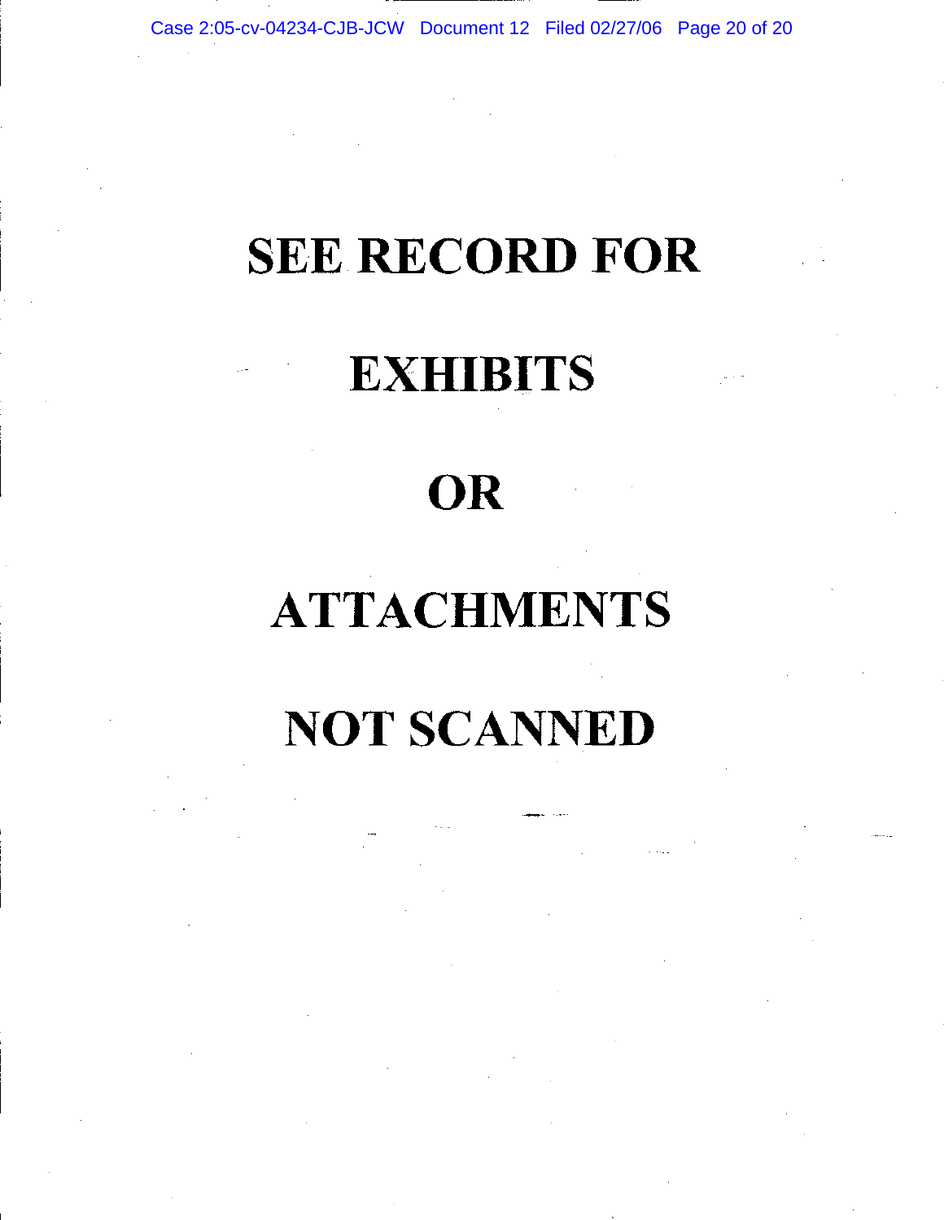# SEE RECORD FOR

# EXHIBITS

# OR

# ATTACHMENTS

# NOT SCANNED